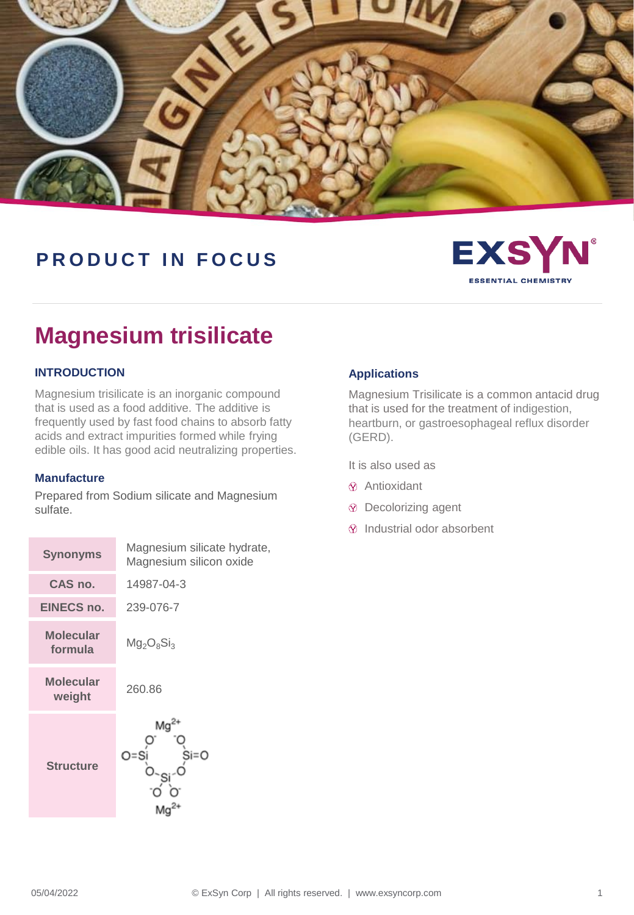PRODUCT IN FOCUS

EXSYN ESSENTIAL CHEMISTRY

# Magnesium trisilicate

## INTRODUCTION

Magnesium trisilicate is an inorganic compound that is used as a food additive. The additive is frequently used by fast food chains to absorb fatty acids and extract impurities formed while frying edible oils. It has good acid neutralizing properties.

### Manufacture

Prepared from Sodium silicate and Magnesium sulfate.

| | |
|---|---|
| **Synonyms** | Magnesium silicate hydrate, Magnesium silicon oxide |
| **CAS no.** | 14987-04-3 |
| **EINECS no.** | 239-076-7 |
| **Molecular formula** | $Mg_2O_8Si_3$ |
| **Molecular weight** | 260.86 |
| **Structure** | |

## Applications

Magnesium Trisilicate is a common antacid drug that is used for the treatment of indigestion, heartburn, or gastroesophageal reflux disorder (GERD).

It is also used as

- Antioxidant
- Decolorizing agent
- Industrial odor absorbent

05/04/2022 © ExSyn Corp | All rights reserved. | www.exsyncorp.com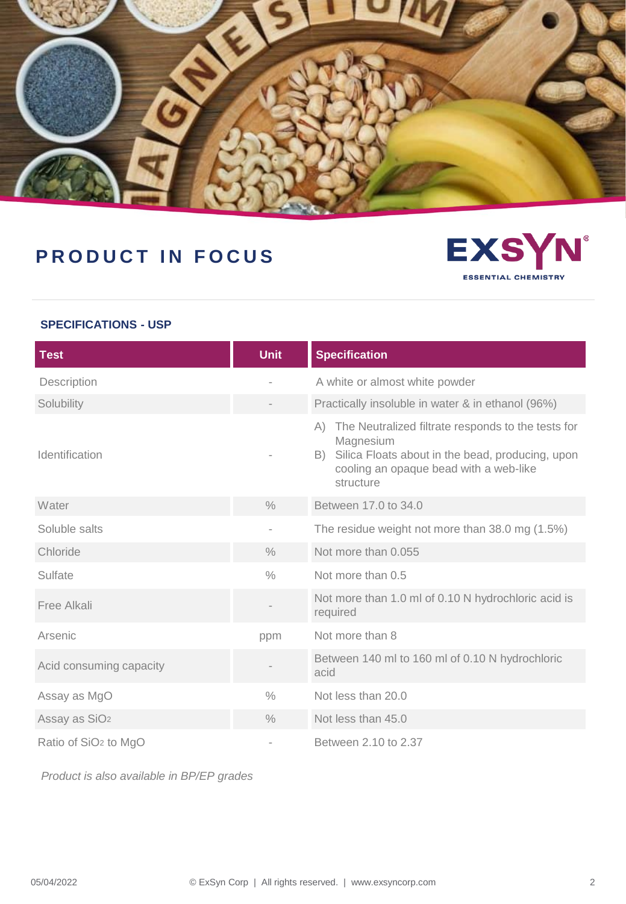## PRODUCT IN FOCUS

EXSYN ESSENTIAL CHEMISTRY

### SPECIFICATIONS - USP

| Test | Unit | Specification |
|---|---|---|
| Description | - | A white or almost white powder |
| Solubility | - | Practically insoluble in water & in ethanol (96%) |
| Identification | - | A) The Neutralized filtrate responds to the tests for Magnesium<br>B) Silica Floats about in the bead, producing, upon cooling an opaque bead with a web-like structure |
| Water | % | Between 17.0 to 34.0 |
| Soluble salts | - | The residue weight not more than 38.0 mg (1.5%) |
| Chloride | % | Not more than 0.055 |
| Sulfate | % | Not more than 0.5 |
| Free Alkali | - | Not more than 1.0 ml of 0.10 N hydrochloric acid is required |
| Arsenic | ppm | Not more than 8 |
| Acid consuming capacity | - | Between 140 ml to 160 ml of 0.10 N hydrochloric acid |
| Assay as MgO | % | Not less than 20.0 |
| Assay as $SiO_2$ | % | Not less than 45.0 |
| Ratio of $SiO_2$ to MgO | - | Between 2.10 to 2.37 |

*Product is also available in BP/EP grades*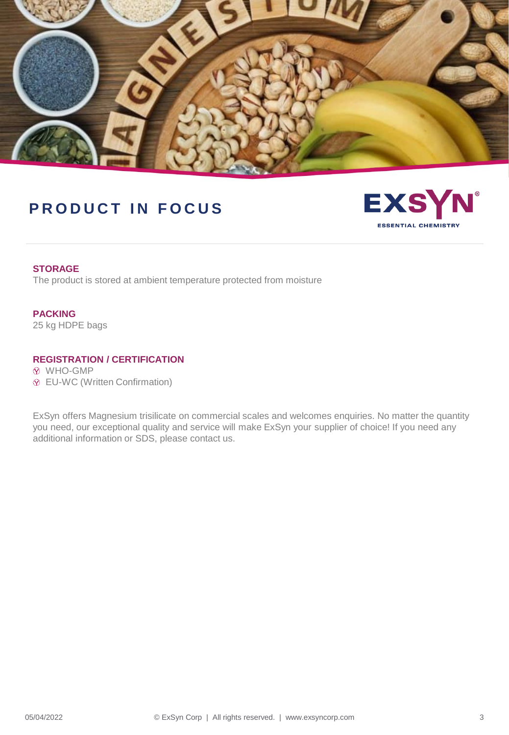## PRODUCT IN FOCUS

EXSYN
ESSENTIAL CHEMISTRY

### STORAGE

The product is stored at ambient temperature protected from moisture

### PACKING

25 kg HDPE bags

### REGISTRATION / CERTIFICATION

- WHO-GMP
- EU-WC (Written Confirmation)

ExSyn offers Magnesium trisilicate on commercial scales and welcomes enquiries. No matter the quantity you need, our exceptional quality and service will make ExSyn your supplier of choice! If you need any additional information or SDS, please contact us.